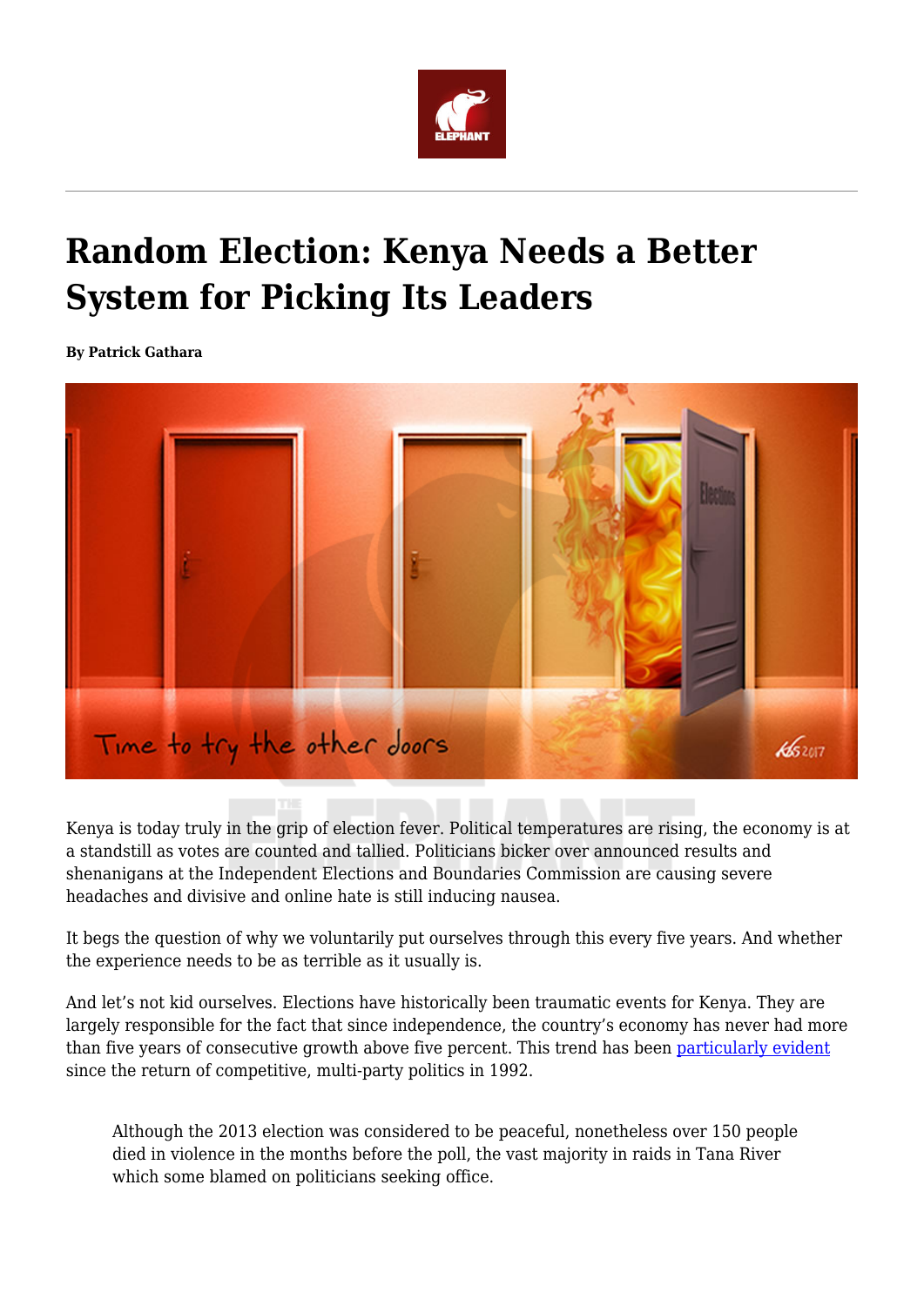# Random Election: Kenya Needs a Better System for Picking Its Leaders

**By Patrick Gathara**

Kenya is today truly in the grip of election fever. Political temperatures are rising, the economy is at a standstill as votes are counted and tallied. Politicians bicker over announced results and shenanigans at the Independent Elections and Boundaries Commission are causing severe headaches and divisive and online hate is still inducing nausea.

It begs the question of why we voluntarily put ourselves through this every five years. And whether the experience needs to be as terrible as it usually is.

And let's not kid ourselves. Elections have historically been traumatic events for Kenya. They are largely responsible for the fact that since independence, the country's economy has never had more than five years of consecutive growth above five percent. This trend has been particularly evident since the return of competitive, multi-party politics in 1992.

> Although the 2013 election was considered to be peaceful, nonetheless over 150 people died in violence in the months before the poll, the vast majority in raids in Tana River which some blamed on politicians seeking office.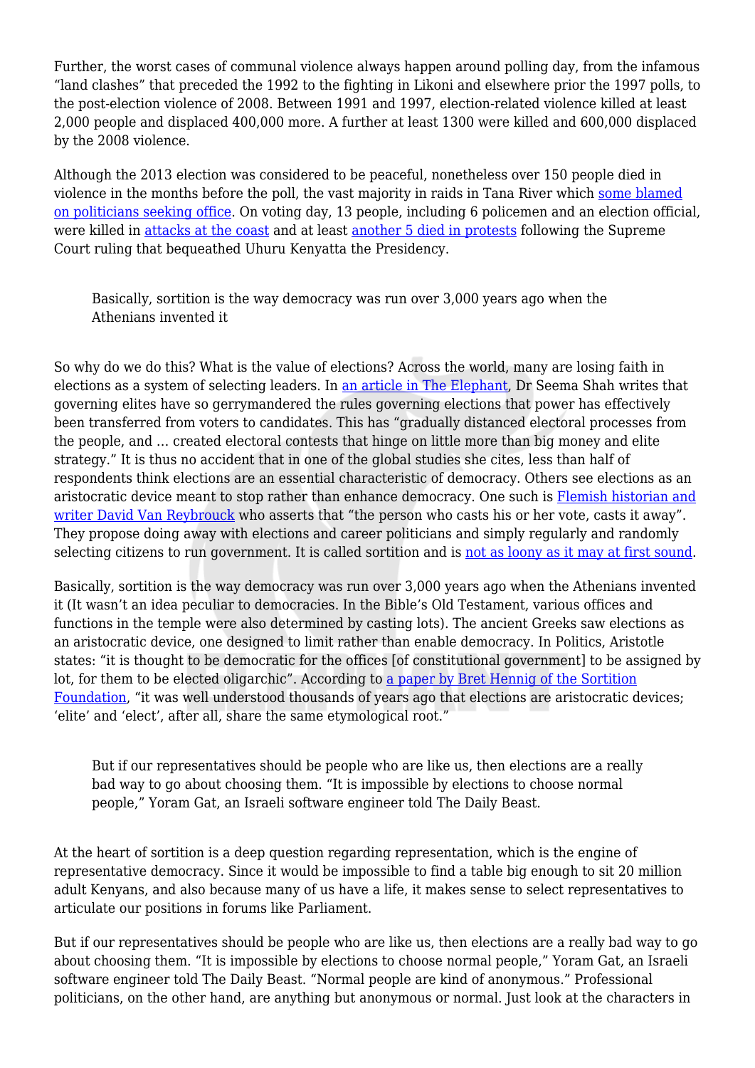Further, the worst cases of communal violence always happen around polling day, from the infamous "land clashes" that preceded the 1992 to the fighting in Likoni and elsewhere prior the 1997 polls, to the post-election violence of 2008. Between 1991 and 1997, election-related violence killed at least 2,000 people and displaced 400,000 more. A further at least 1300 were killed and 600,000 displaced by the 2008 violence.

Although the 2013 election was considered to be peaceful, nonetheless over 150 people died in violence in the months before the poll, the vast majority in raids in Tana River which some blamed on politicians seeking office. On voting day, 13 people, including 6 policemen and an election official, were killed in attacks at the coast and at least another 5 died in protests following the Supreme Court ruling that bequeathed Uhuru Kenyatta the Presidency.

> Basically, sortition is the way democracy was run over 3,000 years ago when the Athenians invented it

So why do we do this? What is the value of elections? Across the world, many are losing faith in elections as a system of selecting leaders. In an article in The Elephant, Dr Seema Shah writes that governing elites have so gerrymandered the rules governing elections that power has effectively been transferred from voters to candidates. This has "gradually distanced electoral processes from the people, and … created electoral contests that hinge on little more than big money and elite strategy." It is thus no accident that in one of the global studies she cites, less than half of respondents think elections are an essential characteristic of democracy. Others see elections as an aristocratic device meant to stop rather than enhance democracy. One such is Flemish historian and writer David Van Reybrouck who asserts that "the person who casts his or her vote, casts it away". They propose doing away with elections and career politicians and simply regularly and randomly selecting citizens to run government. It is called sortition and is not as loony as it may at first sound.

Basically, sortition is the way democracy was run over 3,000 years ago when the Athenians invented it (It wasn't an idea peculiar to democracies. In the Bible's Old Testament, various offices and functions in the temple were also determined by casting lots). The ancient Greeks saw elections as an aristocratic device, one designed to limit rather than enable democracy. In Politics, Aristotle states: "it is thought to be democratic for the offices [of constitutional government] to be assigned by lot, for them to be elected oligarchic". According to a paper by Bret Hennig of the Sortition Foundation, "it was well understood thousands of years ago that elections are aristocratic devices; 'elite' and 'elect', after all, share the same etymological root."

> But if our representatives should be people who are like us, then elections are a really bad way to go about choosing them. "It is impossible by elections to choose normal people," Yoram Gat, an Israeli software engineer told The Daily Beast.

At the heart of sortition is a deep question regarding representation, which is the engine of representative democracy. Since it would be impossible to find a table big enough to sit 20 million adult Kenyans, and also because many of us have a life, it makes sense to select representatives to articulate our positions in forums like Parliament.

But if our representatives should be people who are like us, then elections are a really bad way to go about choosing them. "It is impossible by elections to choose normal people," Yoram Gat, an Israeli software engineer told The Daily Beast. "Normal people are kind of anonymous." Professional politicians, on the other hand, are anything but anonymous or normal. Just look at the characters in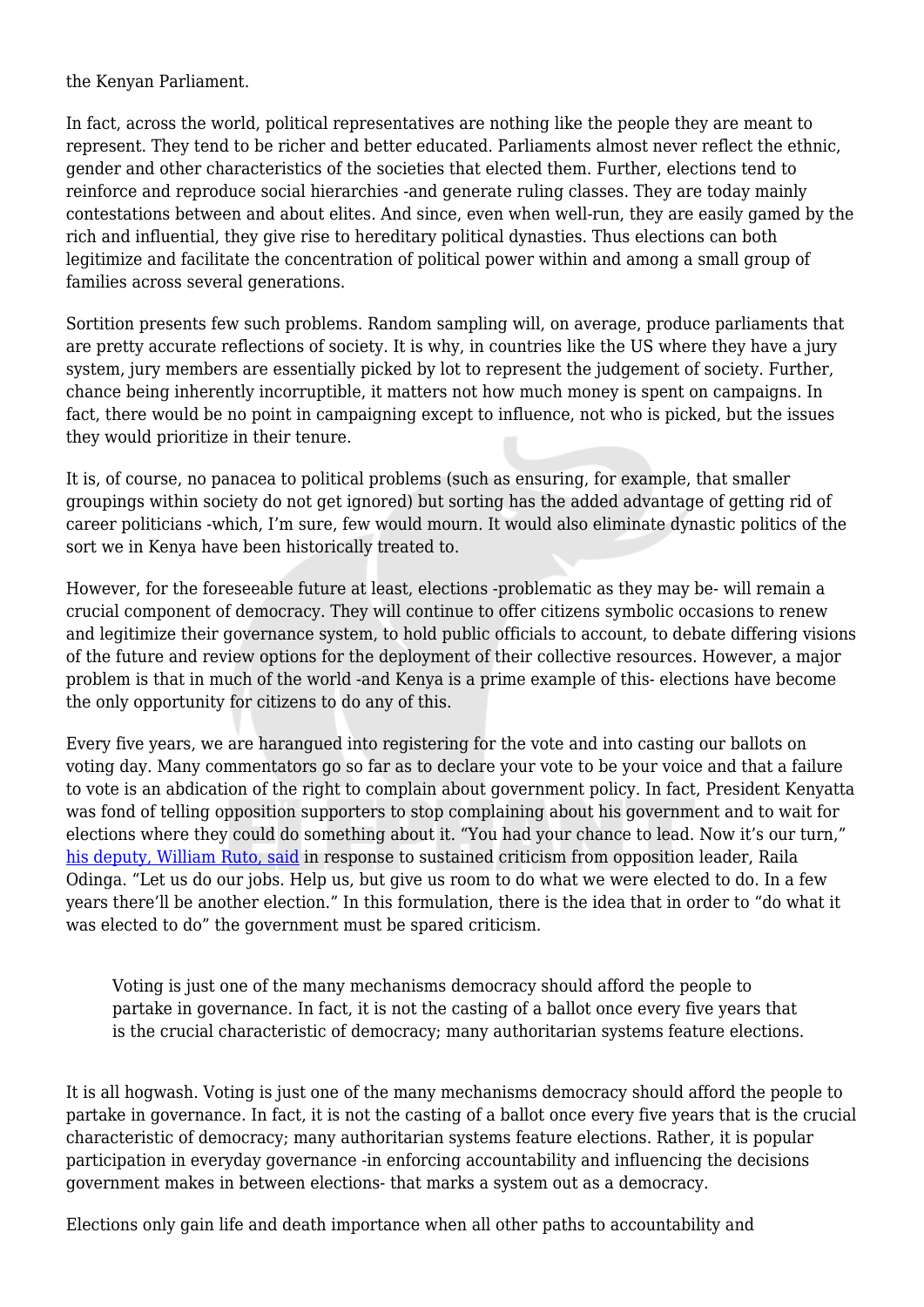the Kenyan Parliament.

In fact, across the world, political representatives are nothing like the people they are meant to represent. They tend to be richer and better educated. Parliaments almost never reflect the ethnic, gender and other characteristics of the societies that elected them. Further, elections tend to reinforce and reproduce social hierarchies -and generate ruling classes. They are today mainly contestations between and about elites. And since, even when well-run, they are easily gamed by the rich and influential, they give rise to hereditary political dynasties. Thus elections can both legitimize and facilitate the concentration of political power within and among a small group of families across several generations.

Sortition presents few such problems. Random sampling will, on average, produce parliaments that are pretty accurate reflections of society. It is why, in countries like the US where they have a jury system, jury members are essentially picked by lot to represent the judgement of society. Further, chance being inherently incorruptible, it matters not how much money is spent on campaigns. In fact, there would be no point in campaigning except to influence, not who is picked, but the issues they would prioritize in their tenure.

It is, of course, no panacea to political problems (such as ensuring, for example, that smaller groupings within society do not get ignored) but sorting has the added advantage of getting rid of career politicians -which, I'm sure, few would mourn. It would also eliminate dynastic politics of the sort we in Kenya have been historically treated to.

However, for the foreseeable future at least, elections -problematic as they may be- will remain a crucial component of democracy. They will continue to offer citizens symbolic occasions to renew and legitimize their governance system, to hold public officials to account, to debate differing visions of the future and review options for the deployment of their collective resources. However, a major problem is that in much of the world -and Kenya is a prime example of this- elections have become the only opportunity for citizens to do any of this.

Every five years, we are harangued into registering for the vote and into casting our ballots on voting day. Many commentators go so far as to declare your vote to be your voice and that a failure to vote is an abdication of the right to complain about government policy. In fact, President Kenyatta was fond of telling opposition supporters to stop complaining about his government and to wait for elections where they could do something about it. "You had your chance to lead. Now it's our turn," [his deputy, William Ruto, said] in response to sustained criticism from opposition leader, Raila Odinga. "Let us do our jobs. Help us, but give us room to do what we were elected to do. In a few years there'll be another election." In this formulation, there is the idea that in order to "do what it was elected to do" the government must be spared criticism.

> Voting is just one of the many mechanisms democracy should afford the people to partake in governance. In fact, it is not the casting of a ballot once every five years that is the crucial characteristic of democracy; many authoritarian systems feature elections.

It is all hogwash. Voting is just one of the many mechanisms democracy should afford the people to partake in governance. In fact, it is not the casting of a ballot once every five years that is the crucial characteristic of democracy; many authoritarian systems feature elections. Rather, it is popular participation in everyday governance -in enforcing accountability and influencing the decisions government makes in between elections- that marks a system out as a democracy.

Elections only gain life and death importance when all other paths to accountability and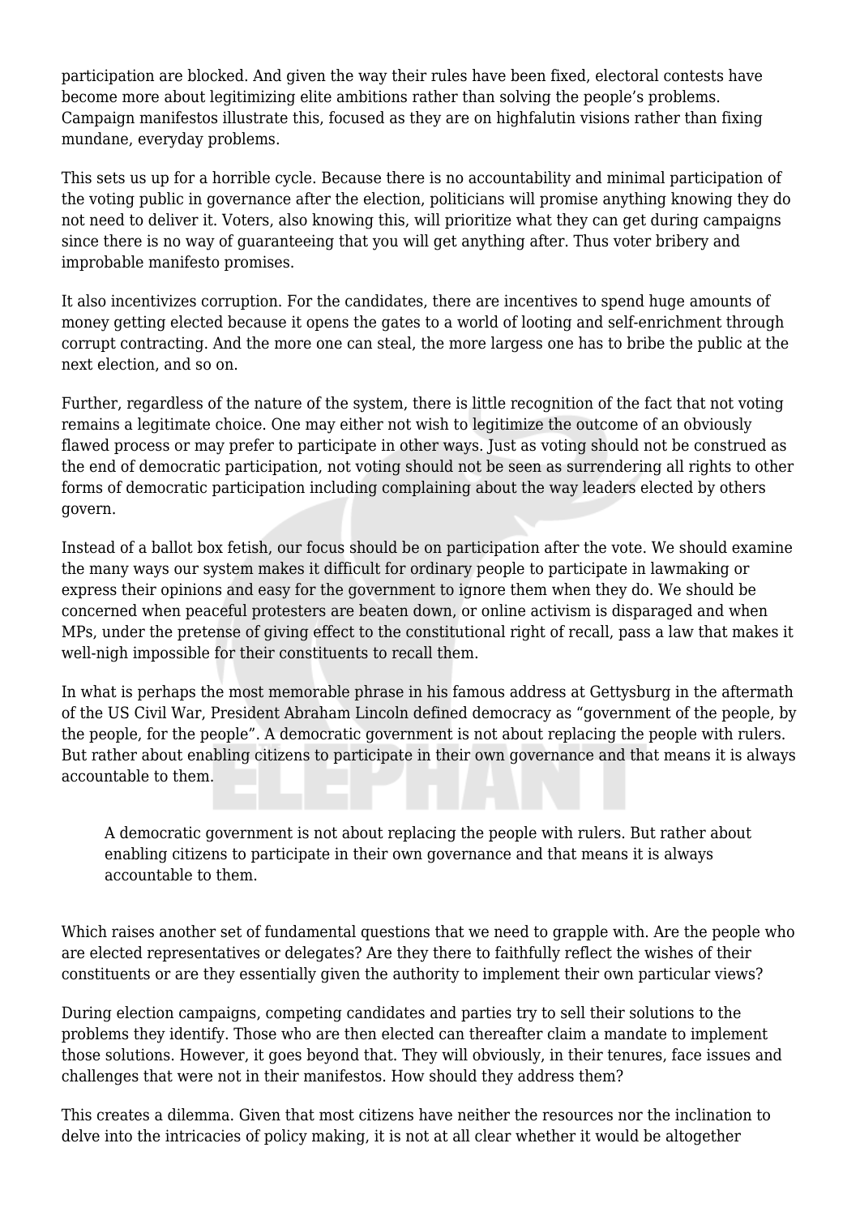participation are blocked. And given the way their rules have been fixed, electoral contests have become more about legitimizing elite ambitions rather than solving the people's problems. Campaign manifestos illustrate this, focused as they are on highfalutin visions rather than fixing mundane, everyday problems.

This sets us up for a horrible cycle. Because there is no accountability and minimal participation of the voting public in governance after the election, politicians will promise anything knowing they do not need to deliver it. Voters, also knowing this, will prioritize what they can get during campaigns since there is no way of guaranteeing that you will get anything after. Thus voter bribery and improbable manifesto promises.

It also incentivizes corruption. For the candidates, there are incentives to spend huge amounts of money getting elected because it opens the gates to a world of looting and self-enrichment through corrupt contracting. And the more one can steal, the more largess one has to bribe the public at the next election, and so on.

Further, regardless of the nature of the system, there is little recognition of the fact that not voting remains a legitimate choice. One may either not wish to legitimize the outcome of an obviously flawed process or may prefer to participate in other ways. Just as voting should not be construed as the end of democratic participation, not voting should not be seen as surrendering all rights to other forms of democratic participation including complaining about the way leaders elected by others govern.

Instead of a ballot box fetish, our focus should be on participation after the vote. We should examine the many ways our system makes it difficult for ordinary people to participate in lawmaking or express their opinions and easy for the government to ignore them when they do. We should be concerned when peaceful protesters are beaten down, or online activism is disparaged and when MPs, under the pretense of giving effect to the constitutional right of recall, pass a law that makes it well-nigh impossible for their constituents to recall them.

In what is perhaps the most memorable phrase in his famous address at Gettysburg in the aftermath of the US Civil War, President Abraham Lincoln defined democracy as "government of the people, by the people, for the people". A democratic government is not about replacing the people with rulers. But rather about enabling citizens to participate in their own governance and that means it is always accountable to them.

> A democratic government is not about replacing the people with rulers. But rather about enabling citizens to participate in their own governance and that means it is always accountable to them.

Which raises another set of fundamental questions that we need to grapple with. Are the people who are elected representatives or delegates? Are they there to faithfully reflect the wishes of their constituents or are they essentially given the authority to implement their own particular views?

During election campaigns, competing candidates and parties try to sell their solutions to the problems they identify. Those who are then elected can thereafter claim a mandate to implement those solutions. However, it goes beyond that. They will obviously, in their tenures, face issues and challenges that were not in their manifestos. How should they address them?

This creates a dilemma. Given that most citizens have neither the resources nor the inclination to delve into the intricacies of policy making, it is not at all clear whether it would be altogether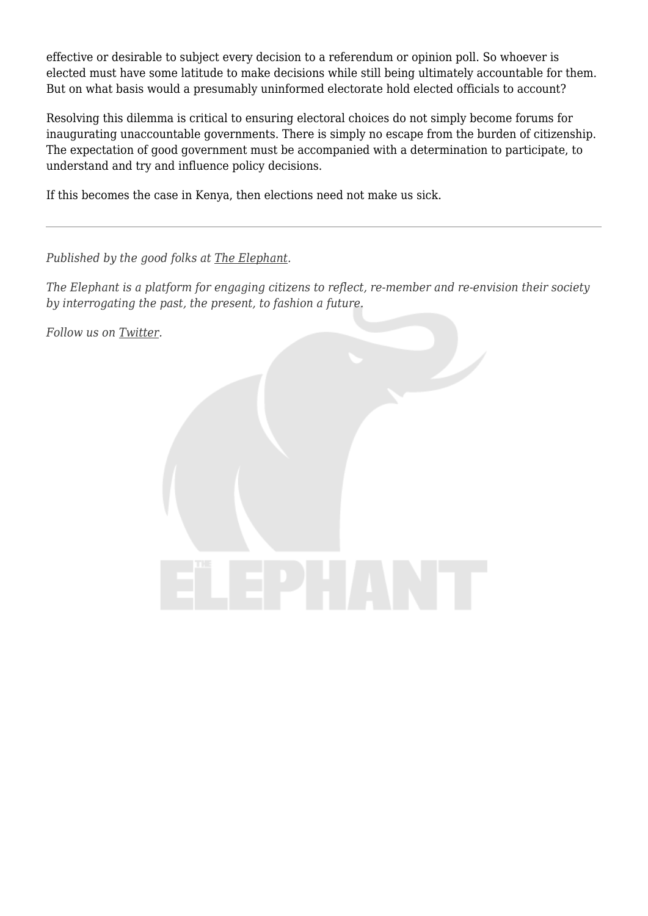effective or desirable to subject every decision to a referendum or opinion poll. So whoever is elected must have some latitude to make decisions while still being ultimately accountable for them. But on what basis would a presumably uninformed electorate hold elected officials to account?

Resolving this dilemma is critical to ensuring electoral choices do not simply become forums for inaugurating unaccountable governments. There is simply no escape from the burden of citizenship. The expectation of good government must be accompanied with a determination to participate, to understand and try and influence policy decisions.

If this becomes the case in Kenya, then elections need not make us sick.

---

*Published by the good folks at The Elephant.*

*The Elephant is a platform for engaging citizens to reflect, re-member and re-envision their society by interrogating the past, the present, to fashion a future.*

*Follow us on Twitter.*